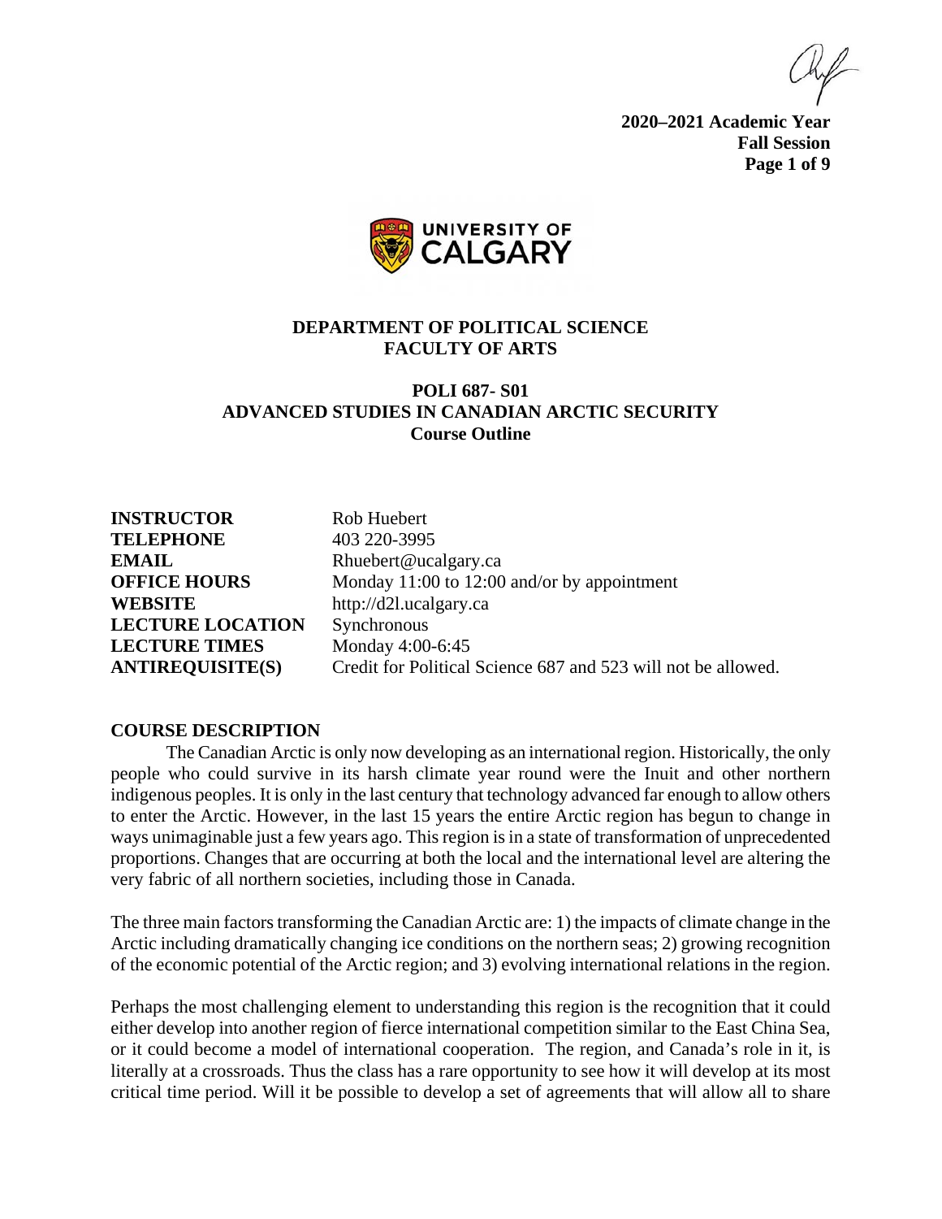**2020–2021 Academic Year**
**Fall Session**

# DEPARTMENT OF POLITICAL SCIENCE
## FACULTY OF ARTS

## POLI 687- S01
## ADVANCED STUDIES IN CANADIAN ARCTIC SECURITY
**Course Outline**

| | |
|---|---|
| **INSTRUCTOR** | Rob Huebert |
| **TELEPHONE** | 403 220-3995 |
| **EMAIL** | Rhuebert@ucalgary.ca |
| **OFFICE HOURS** | Monday 11:00 to 12:00 and/or by appointment |
| **WEBSITE** | http://d2l.ucalgary.ca |
| **LECTURE LOCATION** | Synchronous |
| **LECTURE TIMES** | Monday 4:00-6:45 |
| **ANTIREQUISITE(S)** | Credit for Political Science 687 and 523 will not be allowed. |

### COURSE DESCRIPTION

The Canadian Arctic is only now developing as an international region. Historically, the only people who could survive in its harsh climate year round were the Inuit and other northern indigenous peoples. It is only in the last century that technology advanced far enough to allow others to enter the Arctic. However, in the last 15 years the entire Arctic region has begun to change in ways unimaginable just a few years ago. This region is in a state of transformation of unprecedented proportions. Changes that are occurring at both the local and the international level are altering the very fabric of all northern societies, including those in Canada.

The three main factors transforming the Canadian Arctic are: 1) the impacts of climate change in the Arctic including dramatically changing ice conditions on the northern seas; 2) growing recognition of the economic potential of the Arctic region; and 3) evolving international relations in the region.

Perhaps the most challenging element to understanding this region is the recognition that it could either develop into another region of fierce international competition similar to the East China Sea, or it could become a model of international cooperation. The region, and Canada's role in it, is literally at a crossroads. Thus the class has a rare opportunity to see how it will develop at its most critical time period. Will it be possible to develop a set of agreements that will allow all to share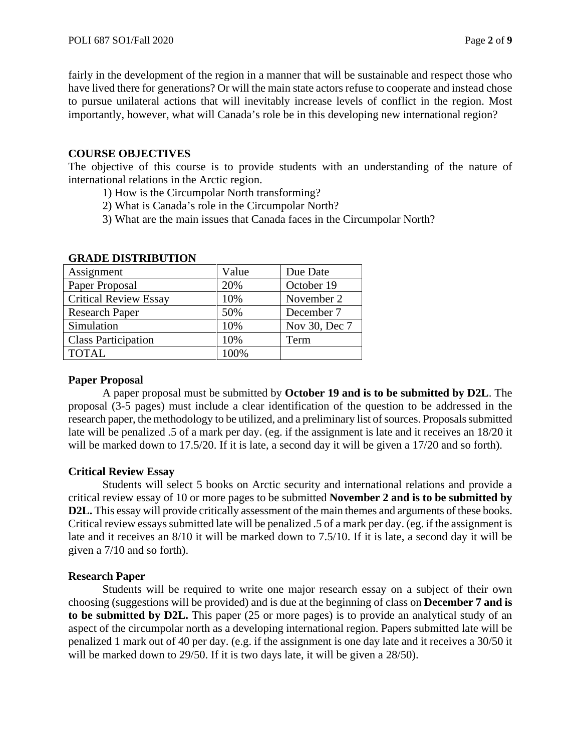fairly in the development of the region in a manner that will be sustainable and respect those who have lived there for generations? Or will the main state actors refuse to cooperate and instead chose to pursue unilateral actions that will inevitably increase levels of conflict in the region. Most importantly, however, what will Canada's role be in this developing new international region?

## COURSE OBJECTIVES

The objective of this course is to provide students with an understanding of the nature of international relations in the Arctic region.

1) How is the Circumpolar North transforming?
2) What is Canada's role in the Circumpolar North?
3) What are the main issues that Canada faces in the Circumpolar North?

## GRADE DISTRIBUTION

| Assignment | Value | Due Date |
|---|---|---|
| Paper Proposal | 20% | October 19 |
| Critical Review Essay | 10% | November 2 |
| Research Paper | 50% | December 7 |
| Simulation | 10% | Nov 30, Dec 7 |
| Class Participation | 10% | Term |
| TOTAL | 100% | |

### Paper Proposal

A paper proposal must be submitted by **October 19 and is to be submitted by D2L**. The proposal (3-5 pages) must include a clear identification of the question to be addressed in the research paper, the methodology to be utilized, and a preliminary list of sources. Proposals submitted late will be penalized .5 of a mark per day. (eg. if the assignment is late and it receives an 18/20 it will be marked down to 17.5/20. If it is late, a second day it will be given a 17/20 and so forth).

### Critical Review Essay

Students will select 5 books on Arctic security and international relations and provide a critical review essay of 10 or more pages to be submitted **November 2 and is to be submitted by D2L.** This essay will provide critically assessment of the main themes and arguments of these books. Critical review essays submitted late will be penalized .5 of a mark per day. (eg. if the assignment is late and it receives an 8/10 it will be marked down to 7.5/10. If it is late, a second day it will be given a 7/10 and so forth).

### Research Paper

Students will be required to write one major research essay on a subject of their own choosing (suggestions will be provided) and is due at the beginning of class on **December 7 and is to be submitted by D2L.** This paper (25 or more pages) is to provide an analytical study of an aspect of the circumpolar north as a developing international region. Papers submitted late will be penalized 1 mark out of 40 per day. (e.g. if the assignment is one day late and it receives a 30/50 it will be marked down to 29/50. If it is two days late, it will be given a 28/50).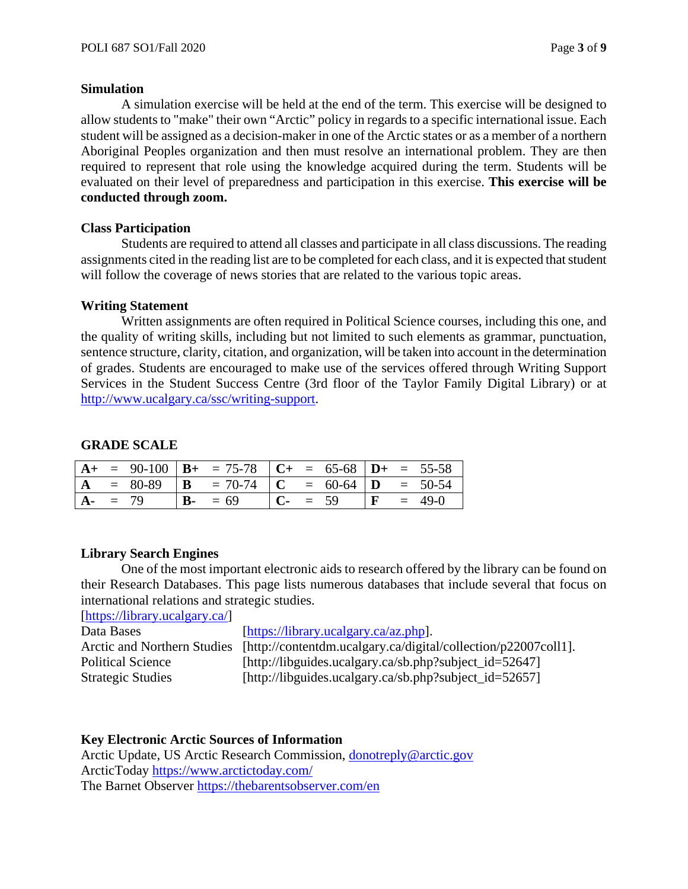### Simulation

A simulation exercise will be held at the end of the term. This exercise will be designed to allow students to "make" their own "Arctic" policy in regards to a specific international issue. Each student will be assigned as a decision-maker in one of the Arctic states or as a member of a northern Aboriginal Peoples organization and then must resolve an international problem. They are then required to represent that role using the knowledge acquired during the term. Students will be evaluated on their level of preparedness and participation in this exercise. **This exercise will be conducted through zoom.**

### Class Participation

Students are required to attend all classes and participate in all class discussions. The reading assignments cited in the reading list are to be completed for each class, and it is expected that student will follow the coverage of news stories that are related to the various topic areas.

### Writing Statement

Written assignments are often required in Political Science courses, including this one, and the quality of writing skills, including but not limited to such elements as grammar, punctuation, sentence structure, clarity, citation, and organization, will be taken into account in the determination of grades. Students are encouraged to make use of the services offered through Writing Support Services in the Student Success Centre (3rd floor of the Taylor Family Digital Library) or at http://www.ucalgary.ca/ssc/writing-support.

### GRADE SCALE

| | | | | | | | | | | | |
|---|---|---|---|---|---|---|---|---|---|---|---|
| **A+** | = | 90-100 | **B+** | = | 75-78 | **C+** | = | 65-68 | **D+** | = | 55-58 |
| **A** | = | 80-89 | **B** | = | 70-74 | **C** | = | 60-64 | **D** | = | 50-54 |
| **A-** | = | 79 | **B-** | = | 69 | **C-** | = | 59 | **F** | = | 49-0 |

### Library Search Engines

One of the most important electronic aids to research offered by the library can be found on their Research Databases. This page lists numerous databases that include several that focus on international relations and strategic studies.

[https://library.ucalgary.ca/]

Data Bases [https://library.ucalgary.ca/az.php].
Arctic and Northern Studies [http://contentdm.ucalgary.ca/digital/collection/p22007coll1].
Political Science [http://libguides.ucalgary.ca/sb.php?subject_id=52647]
Strategic Studies [http://libguides.ucalgary.ca/sb.php?subject_id=52657]

### Key Electronic Arctic Sources of Information

Arctic Update, US Arctic Research Commission, donotreply@arctic.gov
ArcticToday https://www.arctictoday.com/
The Barnet Observer https://thebarentsobserver.com/en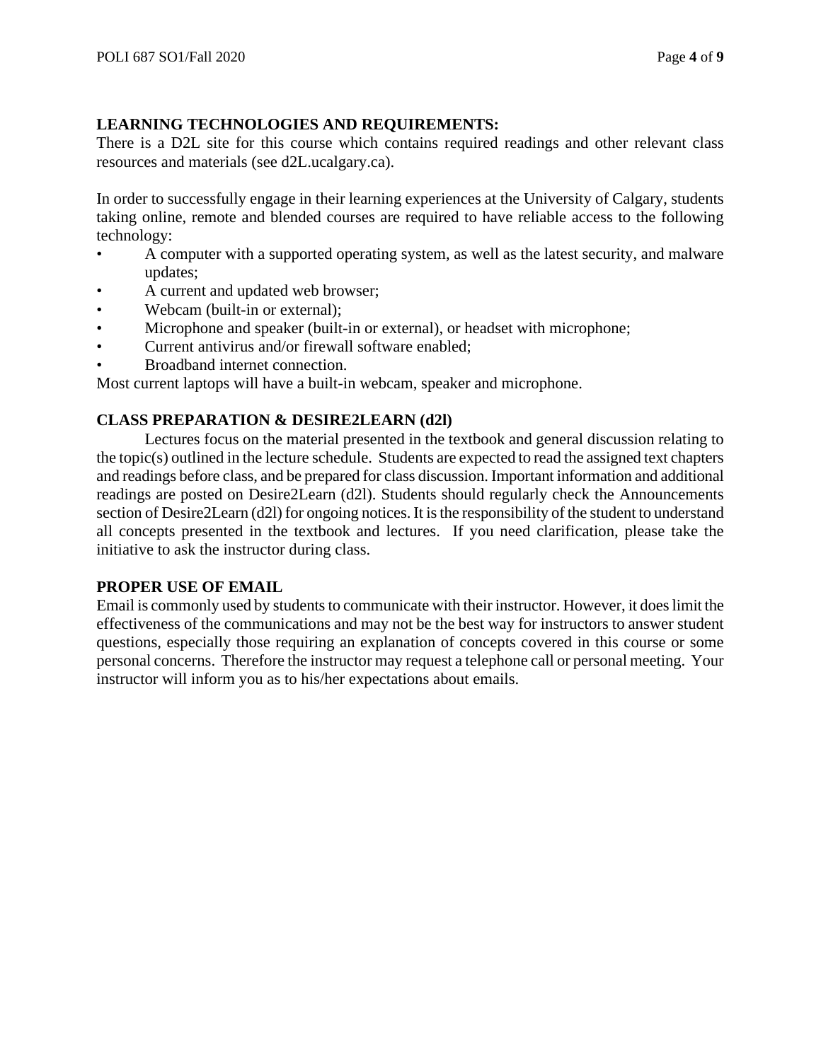**LEARNING TECHNOLOGIES AND REQUIREMENTS:**

There is a D2L site for this course which contains required readings and other relevant class resources and materials (see d2L.ucalgary.ca).

In order to successfully engage in their learning experiences at the University of Calgary, students taking online, remote and blended courses are required to have reliable access to the following technology:

- A computer with a supported operating system, as well as the latest security, and malware updates;
- A current and updated web browser;
- Webcam (built-in or external);
- Microphone and speaker (built-in or external), or headset with microphone;
- Current antivirus and/or firewall software enabled;
- Broadband internet connection.

Most current laptops will have a built-in webcam, speaker and microphone.

**CLASS PREPARATION & DESIRE2LEARN (d2l)**

Lectures focus on the material presented in the textbook and general discussion relating to the topic(s) outlined in the lecture schedule. Students are expected to read the assigned text chapters and readings before class, and be prepared for class discussion. Important information and additional readings are posted on Desire2Learn (d2l). Students should regularly check the Announcements section of Desire2Learn (d2l) for ongoing notices. It is the responsibility of the student to understand all concepts presented in the textbook and lectures. If you need clarification, please take the initiative to ask the instructor during class.

**PROPER USE OF EMAIL**

Email is commonly used by students to communicate with their instructor. However, it does limit the effectiveness of the communications and may not be the best way for instructors to answer student questions, especially those requiring an explanation of concepts covered in this course or some personal concerns. Therefore the instructor may request a telephone call or personal meeting. Your instructor will inform you as to his/her expectations about emails.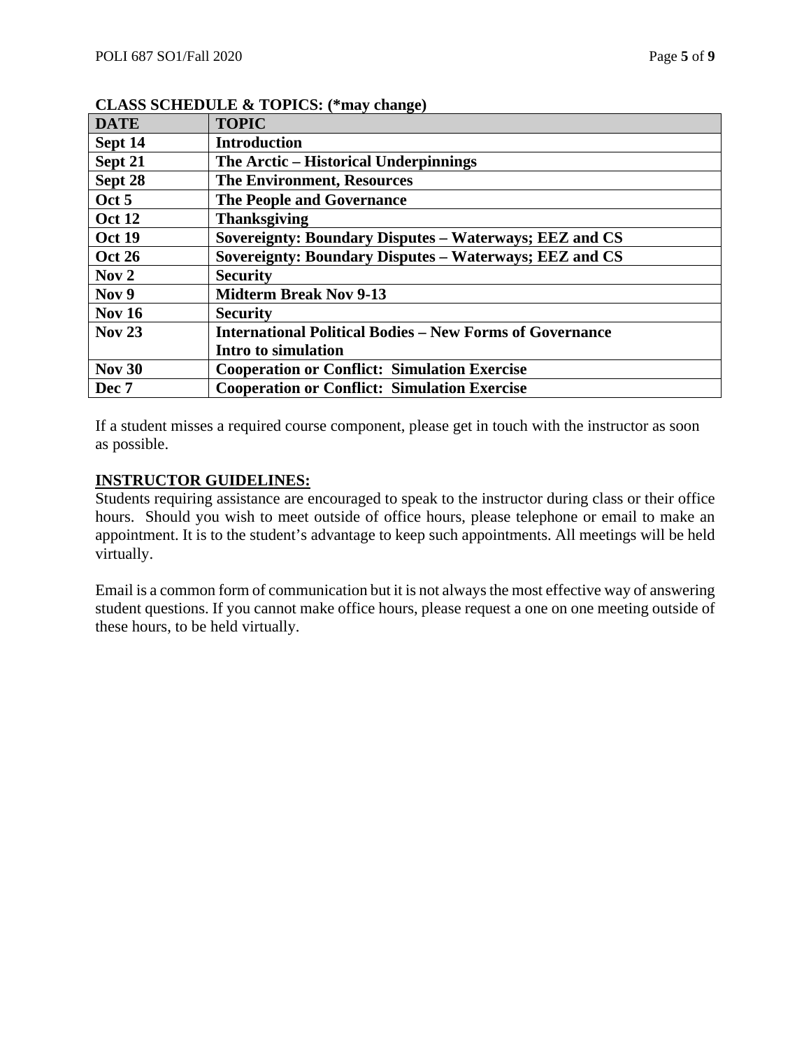**CLASS SCHEDULE & TOPICS: (*may change)**

| DATE | TOPIC |
| --- | --- |
| **Sept 14** | **Introduction** |
| **Sept 21** | **The Arctic – Historical Underpinnings** |
| **Sept 28** | **The Environment, Resources** |
| **Oct 5** | **The People and Governance** |
| **Oct 12** | **Thanksgiving** |
| **Oct 19** | **Sovereignty: Boundary Disputes – Waterways; EEZ and CS** |
| **Oct 26** | **Sovereignty: Boundary Disputes – Waterways; EEZ and CS** |
| **Nov 2** | **Security** |
| **Nov 9** | **Midterm Break Nov 9-13** |
| **Nov 16** | **Security** |
| **Nov 23** | **International Political Bodies – New Forms of Governance**<br>**Intro to simulation** |
| **Nov 30** | **Cooperation or Conflict: Simulation Exercise** |
| **Dec 7** | **Cooperation or Conflict: Simulation Exercise** |

If a student misses a required course component, please get in touch with the instructor as soon as possible.

## INSTRUCTOR GUIDELINES:

Students requiring assistance are encouraged to speak to the instructor during class or their office hours. Should you wish to meet outside of office hours, please telephone or email to make an appointment. It is to the student's advantage to keep such appointments. All meetings will be held virtually.

Email is a common form of communication but it is not always the most effective way of answering student questions. If you cannot make office hours, please request a one on one meeting outside of these hours, to be held virtually.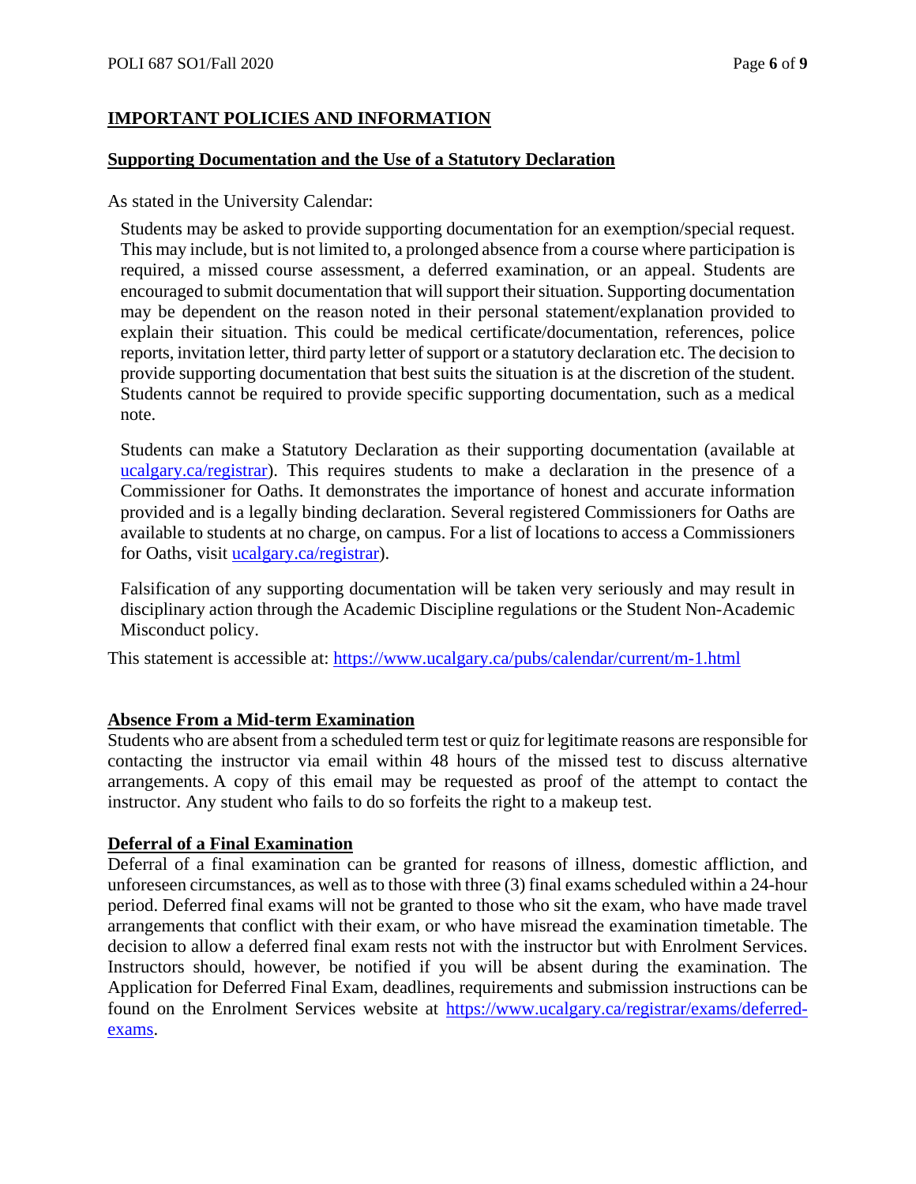## IMPORTANT POLICIES AND INFORMATION

### Supporting Documentation and the Use of a Statutory Declaration

As stated in the University Calendar:

> Students may be asked to provide supporting documentation for an exemption/special request. This may include, but is not limited to, a prolonged absence from a course where participation is required, a missed course assessment, a deferred examination, or an appeal. Students are encouraged to submit documentation that will support their situation. Supporting documentation may be dependent on the reason noted in their personal statement/explanation provided to explain their situation. This could be medical certificate/documentation, references, police reports, invitation letter, third party letter of support or a statutory declaration etc. The decision to provide supporting documentation that best suits the situation is at the discretion of the student. Students cannot be required to provide specific supporting documentation, such as a medical note.
>
> Students can make a Statutory Declaration as their supporting documentation (available at [ucalgary.ca/registrar](ucalgary.ca/registrar)). This requires students to make a declaration in the presence of a Commissioner for Oaths. It demonstrates the importance of honest and accurate information provided and is a legally binding declaration. Several registered Commissioners for Oaths are available to students at no charge, on campus. For a list of locations to access a Commissioners for Oaths, visit [ucalgary.ca/registrar](ucalgary.ca/registrar)).
>
> Falsification of any supporting documentation will be taken very seriously and may result in disciplinary action through the Academic Discipline regulations or the Student Non-Academic Misconduct policy.

This statement is accessible at: [https://www.ucalgary.ca/pubs/calendar/current/m-1.html](https://www.ucalgary.ca/pubs/calendar/current/m-1.html)

### Absence From a Mid-term Examination

Students who are absent from a scheduled term test or quiz for legitimate reasons are responsible for contacting the instructor via email within 48 hours of the missed test to discuss alternative arrangements. A copy of this email may be requested as proof of the attempt to contact the instructor. Any student who fails to do so forfeits the right to a makeup test.

### Deferral of a Final Examination

Deferral of a final examination can be granted for reasons of illness, domestic affliction, and unforeseen circumstances, as well as to those with three (3) final exams scheduled within a 24-hour period. Deferred final exams will not be granted to those who sit the exam, who have made travel arrangements that conflict with their exam, or who have misread the examination timetable. The decision to allow a deferred final exam rests not with the instructor but with Enrolment Services. Instructors should, however, be notified if you will be absent during the examination. The Application for Deferred Final Exam, deadlines, requirements and submission instructions can be found on the Enrolment Services website at [https://www.ucalgary.ca/registrar/exams/deferred-exams](https://www.ucalgary.ca/registrar/exams/deferred-exams).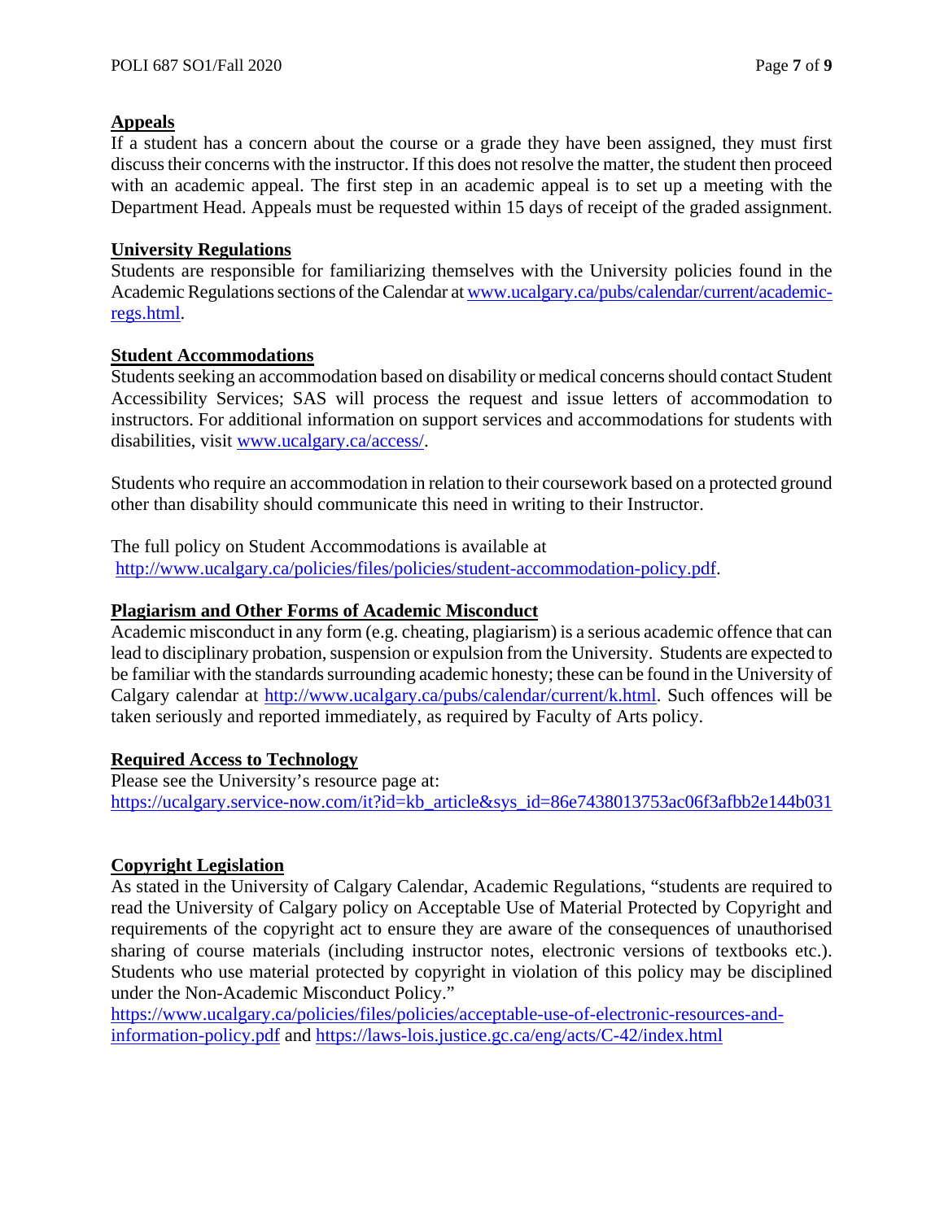## Appeals

If a student has a concern about the course or a grade they have been assigned, they must first discuss their concerns with the instructor. If this does not resolve the matter, the student then proceed with an academic appeal. The first step in an academic appeal is to set up a meeting with the Department Head. Appeals must be requested within 15 days of receipt of the graded assignment.

## University Regulations

Students are responsible for familiarizing themselves with the University policies found in the Academic Regulations sections of the Calendar at www.ucalgary.ca/pubs/calendar/current/academic-regs.html.

## Student Accommodations

Students seeking an accommodation based on disability or medical concerns should contact Student Accessibility Services; SAS will process the request and issue letters of accommodation to instructors. For additional information on support services and accommodations for students with disabilities, visit www.ucalgary.ca/access/.

Students who require an accommodation in relation to their coursework based on a protected ground other than disability should communicate this need in writing to their Instructor.

The full policy on Student Accommodations is available at http://www.ucalgary.ca/policies/files/policies/student-accommodation-policy.pdf.

## Plagiarism and Other Forms of Academic Misconduct

Academic misconduct in any form (e.g. cheating, plagiarism) is a serious academic offence that can lead to disciplinary probation, suspension or expulsion from the University. Students are expected to be familiar with the standards surrounding academic honesty; these can be found in the University of Calgary calendar at http://www.ucalgary.ca/pubs/calendar/current/k.html. Such offences will be taken seriously and reported immediately, as required by Faculty of Arts policy.

## Required Access to Technology

Please see the University's resource page at:
https://ucalgary.service-now.com/it?id=kb_article&sys_id=86e7438013753ac06f3afbb2e144b031

## Copyright Legislation

As stated in the University of Calgary Calendar, Academic Regulations, "students are required to read the University of Calgary policy on Acceptable Use of Material Protected by Copyright and requirements of the copyright act to ensure they are aware of the consequences of unauthorised sharing of course materials (including instructor notes, electronic versions of textbooks etc.). Students who use material protected by copyright in violation of this policy may be disciplined under the Non-Academic Misconduct Policy."
https://www.ucalgary.ca/policies/files/policies/acceptable-use-of-electronic-resources-and-information-policy.pdf and https://laws-lois.justice.gc.ca/eng/acts/C-42/index.html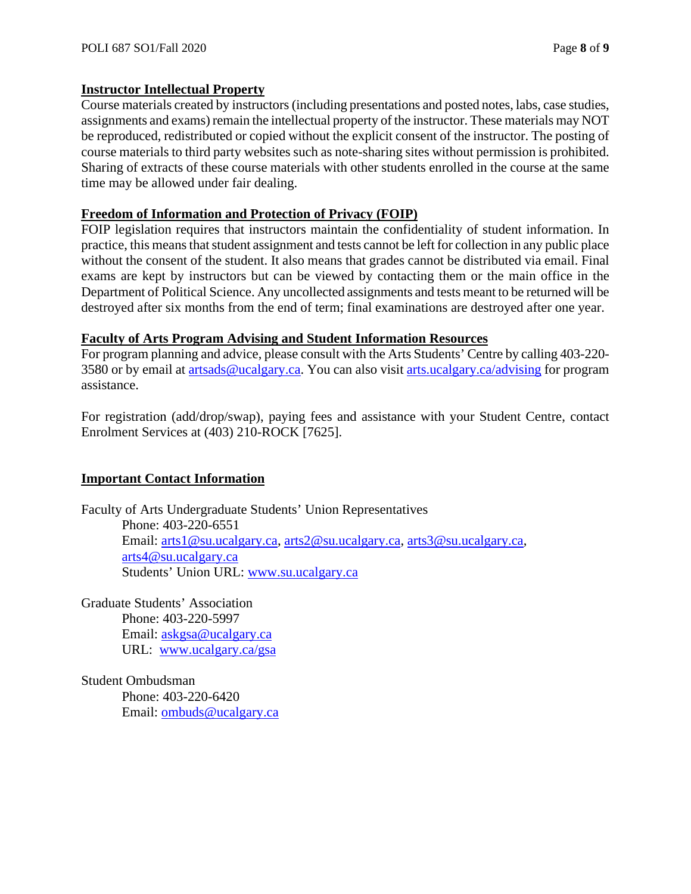## Instructor Intellectual Property

Course materials created by instructors (including presentations and posted notes, labs, case studies, assignments and exams) remain the intellectual property of the instructor. These materials may NOT be reproduced, redistributed or copied without the explicit consent of the instructor. The posting of course materials to third party websites such as note-sharing sites without permission is prohibited. Sharing of extracts of these course materials with other students enrolled in the course at the same time may be allowed under fair dealing.

## Freedom of Information and Protection of Privacy (FOIP)

FOIP legislation requires that instructors maintain the confidentiality of student information. In practice, this means that student assignment and tests cannot be left for collection in any public place without the consent of the student. It also means that grades cannot be distributed via email. Final exams are kept by instructors but can be viewed by contacting them or the main office in the Department of Political Science. Any uncollected assignments and tests meant to be returned will be destroyed after six months from the end of term; final examinations are destroyed after one year.

## Faculty of Arts Program Advising and Student Information Resources

For program planning and advice, please consult with the Arts Students' Centre by calling 403-220-3580 or by email at artsads@ucalgary.ca. You can also visit arts.ucalgary.ca/advising for program assistance.

For registration (add/drop/swap), paying fees and assistance with your Student Centre, contact Enrolment Services at (403) 210-ROCK [7625].

## Important Contact Information

Faculty of Arts Undergraduate Students' Union Representatives
- Phone: 403-220-6551
- Email: arts1@su.ucalgary.ca, arts2@su.ucalgary.ca, arts3@su.ucalgary.ca, arts4@su.ucalgary.ca
- Students' Union URL: www.su.ucalgary.ca

Graduate Students' Association
- Phone: 403-220-5997
- Email: askgsa@ucalgary.ca
- URL: www.ucalgary.ca/gsa

Student Ombudsman
- Phone: 403-220-6420
- Email: ombuds@ucalgary.ca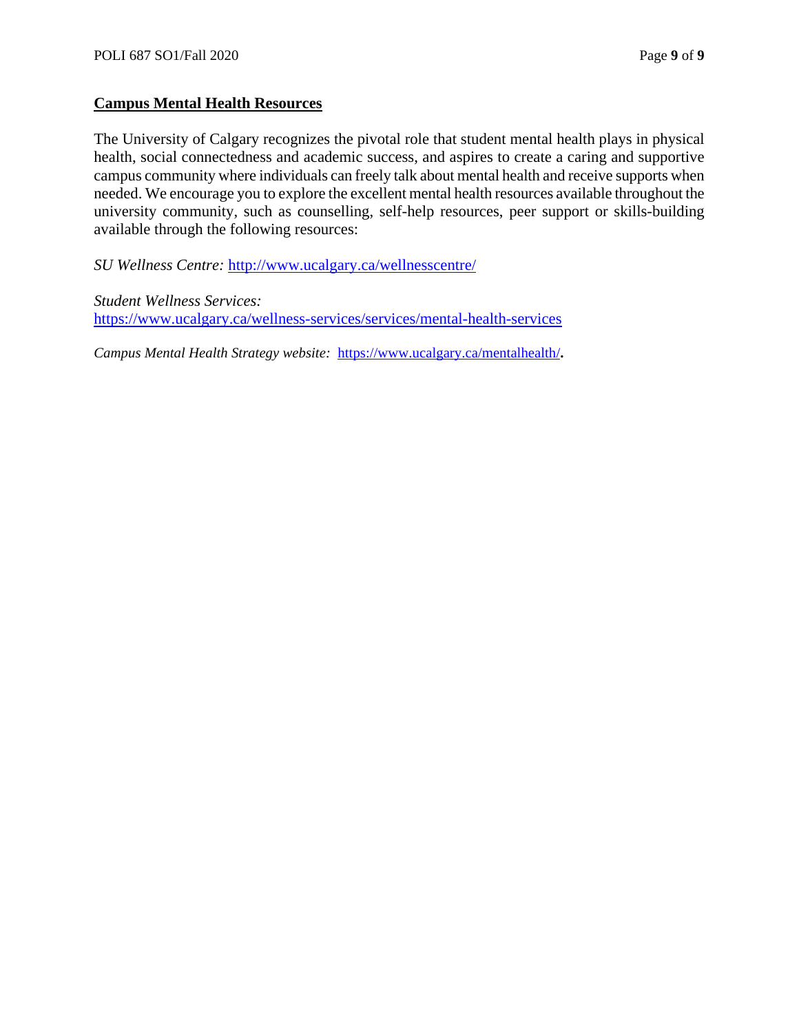## Campus Mental Health Resources

The University of Calgary recognizes the pivotal role that student mental health plays in physical health, social connectedness and academic success, and aspires to create a caring and supportive campus community where individuals can freely talk about mental health and receive supports when needed. We encourage you to explore the excellent mental health resources available throughout the university community, such as counselling, self-help resources, peer support or skills-building available through the following resources:

*SU Wellness Centre:* http://www.ucalgary.ca/wellnesscentre/

*Student Wellness Services:*
https://www.ucalgary.ca/wellness-services/services/mental-health-services

*Campus Mental Health Strategy website:* https://www.ucalgary.ca/mentalhealth/**.**